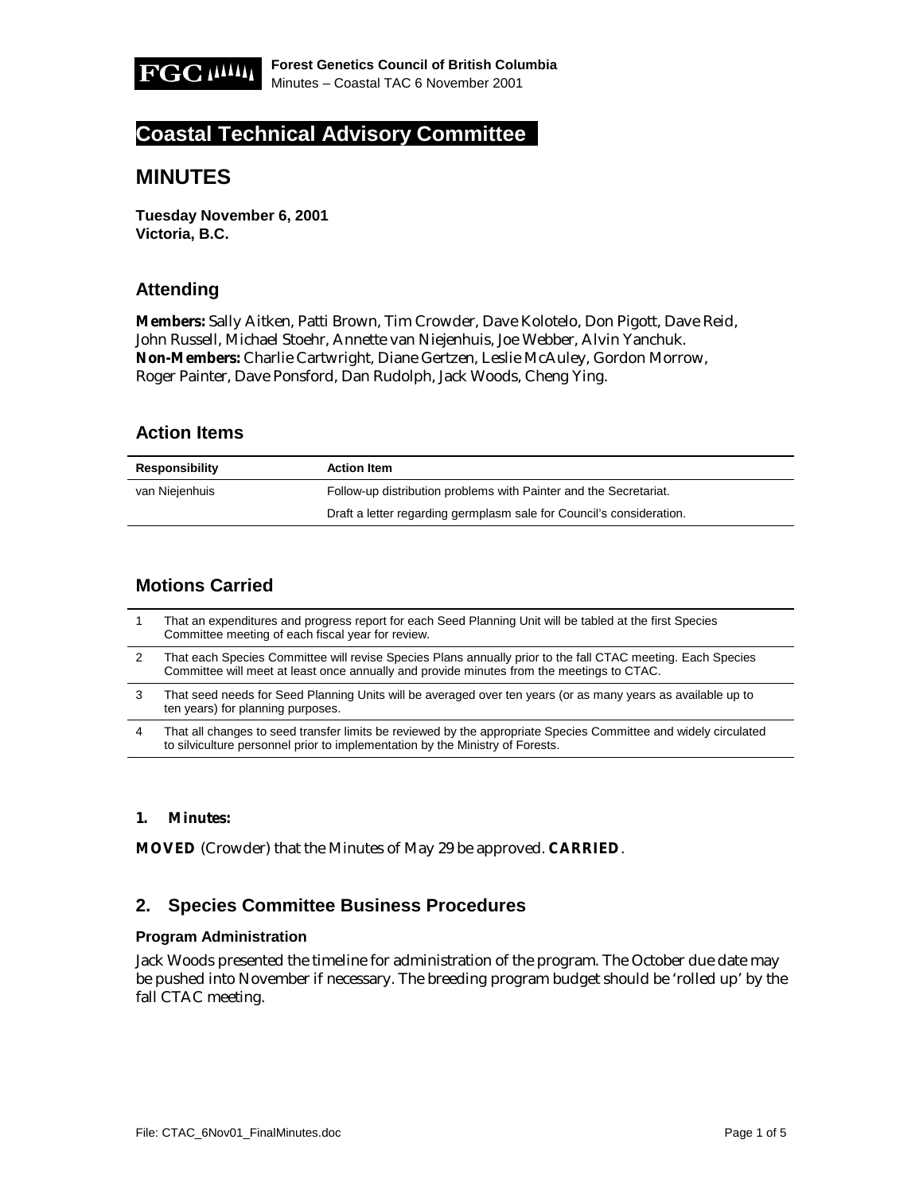# Coastal Technical Advisory Committee

## MINUTES

**Tuesday November 6, 2001**
**Victoria, B.C.**

### Attending

**Members:** Sally Aitken, Patti Brown, Tim Crowder, Dave Kolotelo, Don Pigott, Dave Reid, John Russell, Michael Stoehr, Annette van Niejenhuis, Joe Webber, Alvin Yanchuk.
**Non-Members:** Charlie Cartwright, Diane Gertzen, Leslie McAuley, Gordon Morrow, Roger Painter, Dave Ponsford, Dan Rudolph, Jack Woods, Cheng Ying.

### Action Items

| Responsibility | Action Item |
|---|---|
| van Niejenhuis | Follow-up distribution problems with Painter and the Secretariat. |
| | Draft a letter regarding germplasm sale for Council's consideration. |

### Motions Carried

| | |
|---|---|
| 1 | That an expenditures and progress report for each Seed Planning Unit will be tabled at the first Species Committee meeting of each fiscal year for review. |
| 2 | That each Species Committee will revise Species Plans annually prior to the fall CTAC meeting. Each Species Committee will meet at least once annually and provide minutes from the meetings to CTAC. |
| 3 | That seed needs for Seed Planning Units will be averaged over ten years (or as many years as available up to ten years) for planning purposes. |
| 4 | That all changes to seed transfer limits be reviewed by the appropriate Species Committee and widely circulated to silviculture personnel prior to implementation by the Ministry of Forests. |

**1. Minutes:**

**MOVED** (Crowder) that the Minutes of May 29 be approved. **CARRIED**.

### 2. Species Committee Business Procedures

#### Program Administration

Jack Woods presented the timeline for administration of the program. The October due date may be pushed into November if necessary. The breeding program budget should be 'rolled up' by the fall CTAC meeting.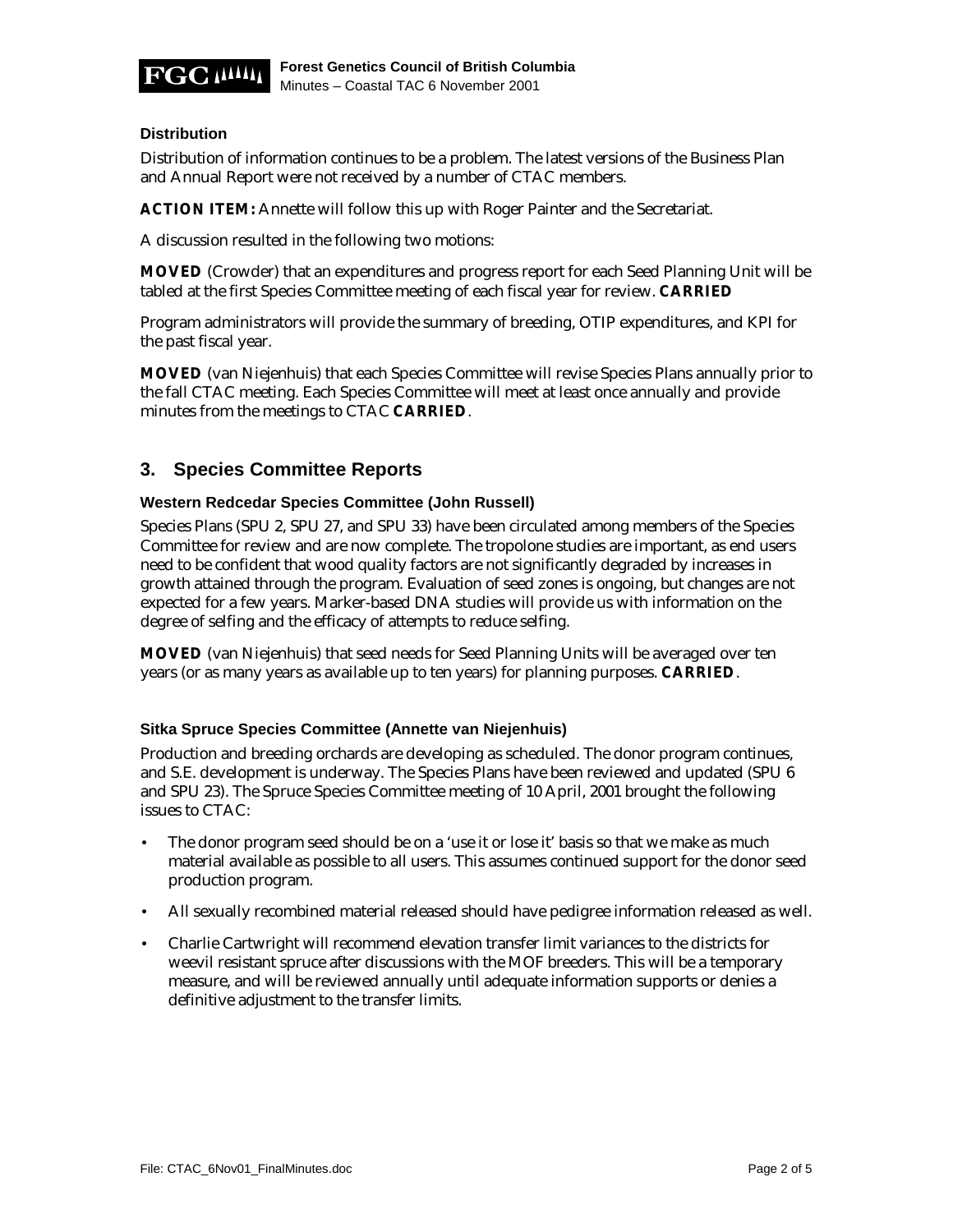### Distribution

Distribution of information continues to be a problem. The latest versions of the Business Plan and Annual Report were not received by a number of CTAC members.

**ACTION ITEM:** Annette will follow this up with Roger Painter and the Secretariat.

A discussion resulted in the following two motions:

**MOVED** (Crowder) that an expenditures and progress report for each Seed Planning Unit will be tabled at the first Species Committee meeting of each fiscal year for review. **CARRIED**

Program administrators will provide the summary of breeding, OTIP expenditures, and KPI for the past fiscal year.

**MOVED** (van Niejenhuis) that each Species Committee will revise Species Plans annually prior to the fall CTAC meeting. Each Species Committee will meet at least once annually and provide minutes from the meetings to CTAC **CARRIED**.

## 3. Species Committee Reports

### Western Redcedar Species Committee (John Russell)

Species Plans (SPU 2, SPU 27, and SPU 33) have been circulated among members of the Species Committee for review and are now complete. The tropolone studies are important, as end users need to be confident that wood quality factors are not significantly degraded by increases in growth attained through the program. Evaluation of seed zones is ongoing, but changes are not expected for a few years. Marker-based DNA studies will provide us with information on the degree of selfing and the efficacy of attempts to reduce selfing.

**MOVED** (van Niejenhuis) that seed needs for Seed Planning Units will be averaged over ten years (or as many years as available up to ten years) for planning purposes. **CARRIED**.

### Sitka Spruce Species Committee (Annette van Niejenhuis)

Production and breeding orchards are developing as scheduled. The donor program continues, and S.E. development is underway. The Species Plans have been reviewed and updated (SPU 6 and SPU 23). The Spruce Species Committee meeting of 10 April, 2001 brought the following issues to CTAC:

- The donor program seed should be on a 'use it or lose it' basis so that we make as much material available as possible to all users. This assumes continued support for the donor seed production program.
- All sexually recombined material released should have pedigree information released as well.
- Charlie Cartwright will recommend elevation transfer limit variances to the districts for weevil resistant spruce after discussions with the MOF breeders. This will be a temporary measure, and will be reviewed annually until adequate information supports or denies a definitive adjustment to the transfer limits.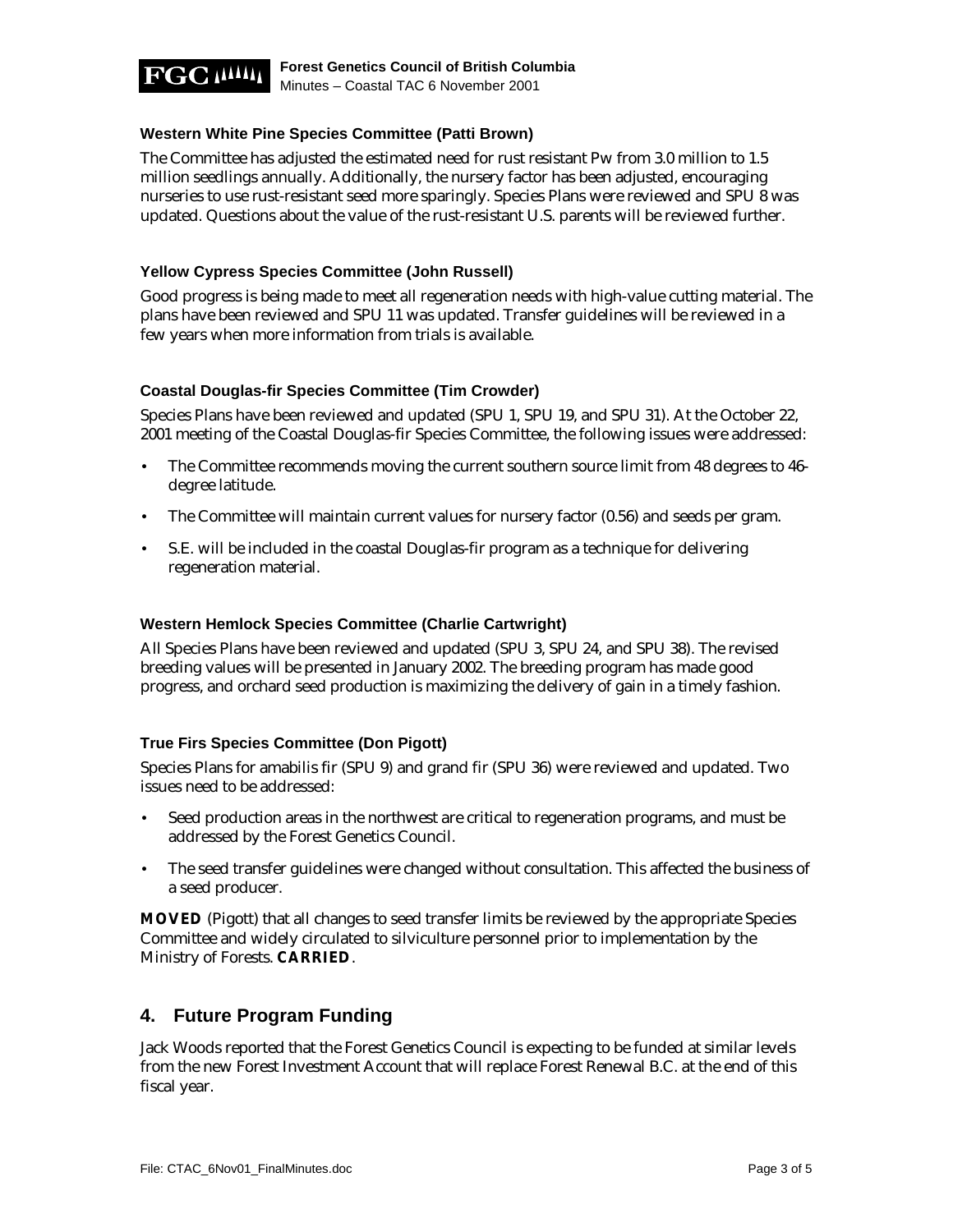### Western White Pine Species Committee (Patti Brown)

The Committee has adjusted the estimated need for rust resistant Pw from 3.0 million to 1.5 million seedlings annually. Additionally, the nursery factor has been adjusted, encouraging nurseries to use rust-resistant seed more sparingly. Species Plans were reviewed and SPU 8 was updated. Questions about the value of the rust-resistant U.S. parents will be reviewed further.

### Yellow Cypress Species Committee (John Russell)

Good progress is being made to meet all regeneration needs with high-value cutting material. The plans have been reviewed and SPU 11 was updated. Transfer guidelines will be reviewed in a few years when more information from trials is available.

### Coastal Douglas-fir Species Committee (Tim Crowder)

Species Plans have been reviewed and updated (SPU 1, SPU 19, and SPU 31). At the October 22, 2001 meeting of the Coastal Douglas-fir Species Committee, the following issues were addressed:

- The Committee recommends moving the current southern source limit from 48 degrees to 46-degree latitude.
- The Committee will maintain current values for nursery factor (0.56) and seeds per gram.
- S.E. will be included in the coastal Douglas-fir program as a technique for delivering regeneration material.

### Western Hemlock Species Committee (Charlie Cartwright)

All Species Plans have been reviewed and updated (SPU 3, SPU 24, and SPU 38). The revised breeding values will be presented in January 2002. The breeding program has made good progress, and orchard seed production is maximizing the delivery of gain in a timely fashion.

### True Firs Species Committee (Don Pigott)

Species Plans for amabilis fir (SPU 9) and grand fir (SPU 36) were reviewed and updated. Two issues need to be addressed:

- Seed production areas in the northwest are critical to regeneration programs, and must be addressed by the Forest Genetics Council.
- The seed transfer guidelines were changed without consultation. This affected the business of a seed producer.

**MOVED** (Pigott) that all changes to seed transfer limits be reviewed by the appropriate Species Committee and widely circulated to silviculture personnel prior to implementation by the Ministry of Forests. **CARRIED**.

## 4. Future Program Funding

Jack Woods reported that the Forest Genetics Council is expecting to be funded at similar levels from the new Forest Investment Account that will replace Forest Renewal B.C. at the end of this fiscal year.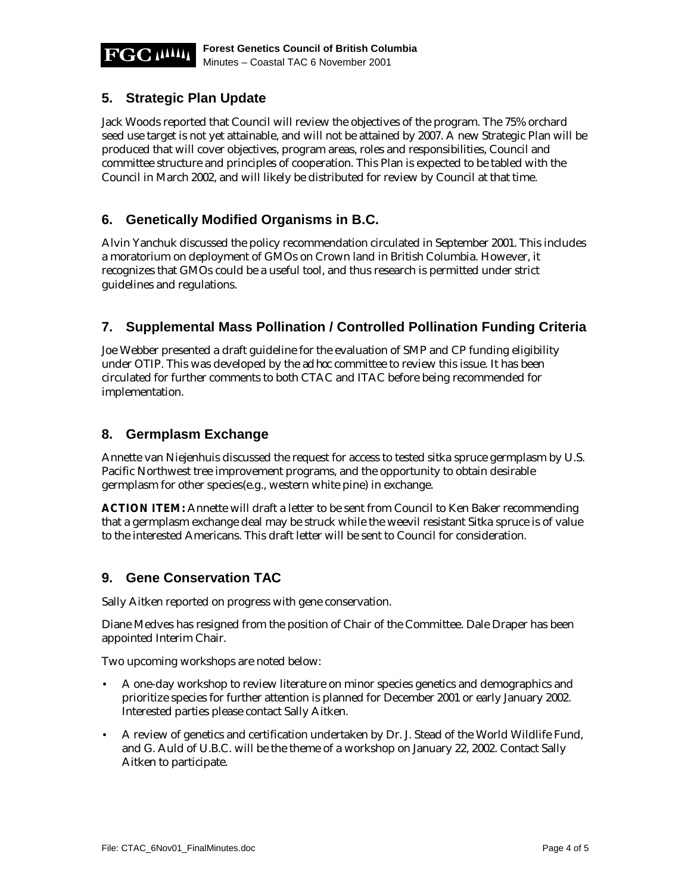## 5. Strategic Plan Update

Jack Woods reported that Council will review the objectives of the program. The 75% orchard seed use target is not yet attainable, and will not be attained by 2007. A new Strategic Plan will be produced that will cover objectives, program areas, roles and responsibilities, Council and committee structure and principles of cooperation. This Plan is expected to be tabled with the Council in March 2002, and will likely be distributed for review by Council at that time.

## 6. Genetically Modified Organisms in B.C.

Alvin Yanchuk discussed the policy recommendation circulated in September 2001. This includes a moratorium on deployment of GMOs on Crown land in British Columbia. However, it recognizes that GMOs could be a useful tool, and thus research is permitted under strict guidelines and regulations.

## 7. Supplemental Mass Pollination / Controlled Pollination Funding Criteria

Joe Webber presented a draft guideline for the evaluation of SMP and CP funding eligibility under OTIP. This was developed by the *ad hoc* committee to review this issue. It has been circulated for further comments to both CTAC and ITAC before being recommended for implementation.

## 8. Germplasm Exchange

Annette van Niejenhuis discussed the request for access to tested sitka spruce germplasm by U.S. Pacific Northwest tree improvement programs, and the opportunity to obtain desirable germplasm for other species(e.g., western white pine) in exchange.

**ACTION ITEM:** Annette will draft a letter to be sent from Council to Ken Baker recommending that a germplasm exchange deal may be struck while the weevil resistant Sitka spruce is of value to the interested Americans. This draft letter will be sent to Council for consideration.

## 9. Gene Conservation TAC

Sally Aitken reported on progress with gene conservation.

Diane Medves has resigned from the position of Chair of the Committee. Dale Draper has been appointed Interim Chair.

Two upcoming workshops are noted below:

- A one-day workshop to review literature on minor species genetics and demographics and prioritize species for further attention is planned for December 2001 or early January 2002. Interested parties please contact Sally Aitken.
- A review of genetics and certification undertaken by Dr. J. Stead of the World Wildlife Fund, and G. Auld of U.B.C. will be the theme of a workshop on January 22, 2002. Contact Sally Aitken to participate.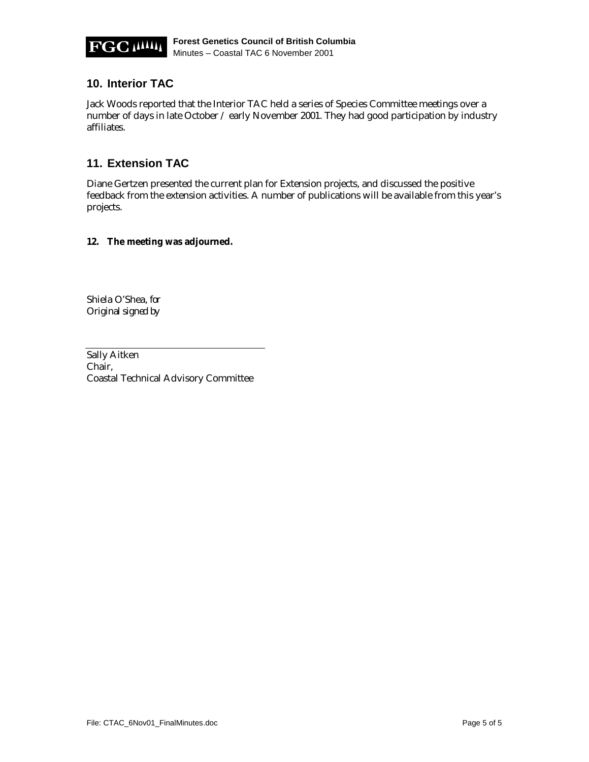## 10. Interior TAC

Jack Woods reported that the Interior TAC held a series of Species Committee meetings over a number of days in late October / early November 2001. They had good participation by industry affiliates.

## 11. Extension TAC

Diane Gertzen presented the current plan for Extension projects, and discussed the positive feedback from the extension activities. A number of publications will be available from this year's projects.

**12. The meeting was adjourned.**

*Shiela O'Shea, for*
*Original signed by*

Sally Aitken
Chair,
Coastal Technical Advisory Committee